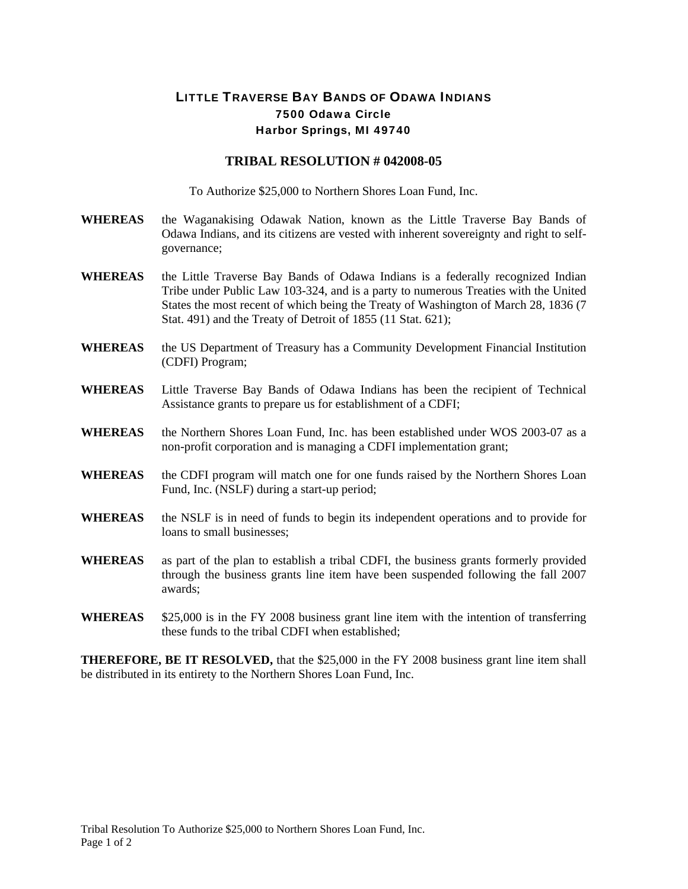# LITTLE TRAVERSE BAY BANDS OF ODAWA INDIANS

**7500 Odawa Circle**
**Harbor Springs, MI 49740**

## TRIBAL RESOLUTION # 042008-05

To Authorize $25,000 to Northern Shores Loan Fund, Inc.

**WHEREAS** the Waganakising Odawak Nation, known as the Little Traverse Bay Bands of Odawa Indians, and its citizens are vested with inherent sovereignty and right to self-governance;

**WHEREAS** the Little Traverse Bay Bands of Odawa Indians is a federally recognized Indian Tribe under Public Law 103-324, and is a party to numerous Treaties with the United States the most recent of which being the Treaty of Washington of March 28, 1836 (7 Stat. 491) and the Treaty of Detroit of 1855 (11 Stat. 621);

**WHEREAS** the US Department of Treasury has a Community Development Financial Institution (CDFI) Program;

**WHEREAS** Little Traverse Bay Bands of Odawa Indians has been the recipient of Technical Assistance grants to prepare us for establishment of a CDFI;

**WHEREAS** the Northern Shores Loan Fund, Inc. has been established under WOS 2003-07 as a non-profit corporation and is managing a CDFI implementation grant;

**WHEREAS** the CDFI program will match one for one funds raised by the Northern Shores Loan Fund, Inc. (NSLF) during a start-up period;

**WHEREAS** the NSLF is in need of funds to begin its independent operations and to provide for loans to small businesses;

**WHEREAS** as part of the plan to establish a tribal CDFI, the business grants formerly provided through the business grants line item have been suspended following the fall 2007 awards;

**WHEREAS** $25,000 is in the FY 2008 business grant line item with the intention of transferring these funds to the tribal CDFI when established;

**THEREFORE, BE IT RESOLVED,** that the $25,000 in the FY 2008 business grant line item shall be distributed in its entirety to the Northern Shores Loan Fund, Inc.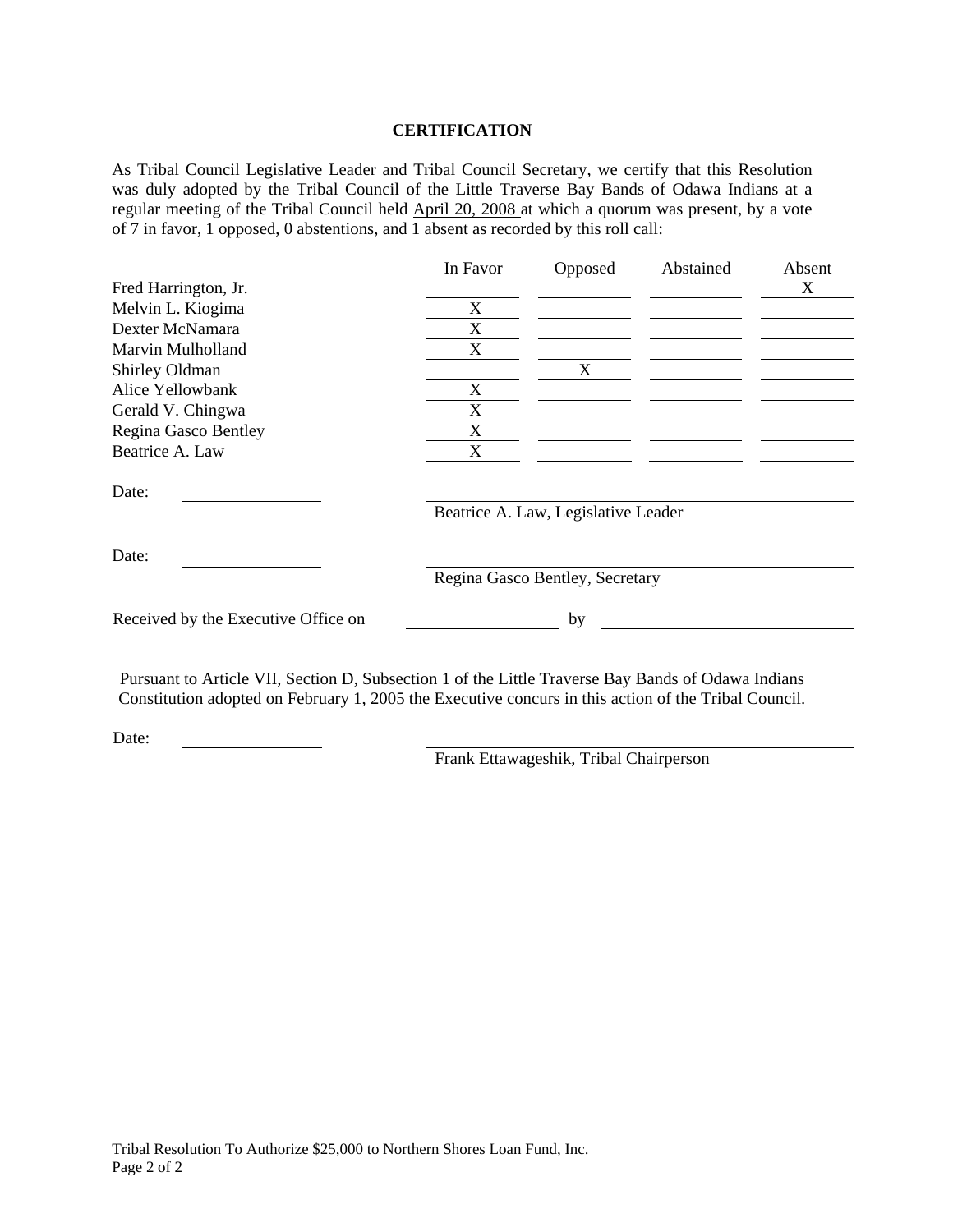## CERTIFICATION

As Tribal Council Legislative Leader and Tribal Council Secretary, we certify that this Resolution was duly adopted by the Tribal Council of the Little Traverse Bay Bands of Odawa Indians at a regular meeting of the Tribal Council held April 20, 2008 at which a quorum was present, by a vote of 7 in favor, 1 opposed, 0 abstentions, and 1 absent as recorded by this roll call:

| | In Favor | Opposed | Abstained | Absent |
|---|---|---|---|---|
| Fred Harrington, Jr. | | | | X |
| Melvin L. Kiogima | X | | | |
| Dexter McNamara | X | | | |
| Marvin Mulholland | X | | | |
| Shirley Oldman | | X | | |
| Alice Yellowbank | X | | | |
| Gerald V. Chingwa | X | | | |
| Regina Gasco Bentley | X | | | |
| Beatrice A. Law | X | | | |

Date: ____________ ______________________________
Beatrice A. Law, Legislative Leader

Date: ____________ ______________________________
Regina Gasco Bentley, Secretary

Received by the Executive Office on ____________ by ______________________

Pursuant to Article VII, Section D, Subsection 1 of the Little Traverse Bay Bands of Odawa Indians Constitution adopted on February 1, 2005 the Executive concurs in this action of the Tribal Council.

Date: ____________ ______________________________
Frank Ettawageshik, Tribal Chairperson

Tribal Resolution To Authorize $25,000 to Northern Shores Loan Fund, Inc.